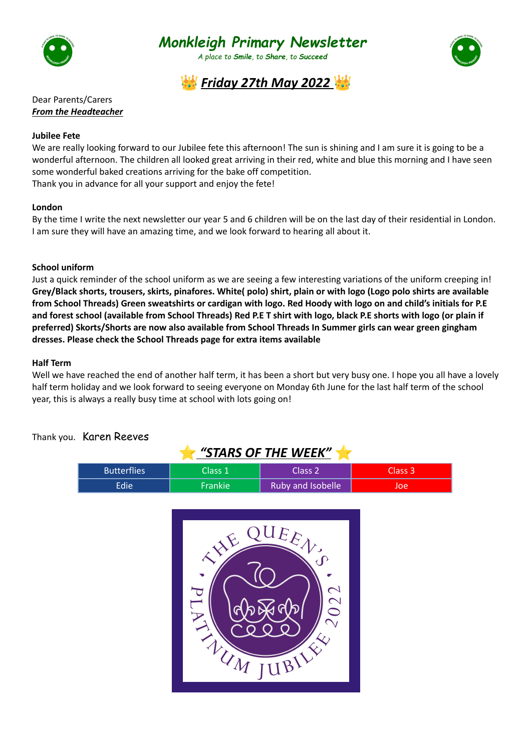# Monkleigh Primary Newsletter

*A place to **Smile**, to **Share**, to **Succeed***

## 👑 ***Friday 27th May 2022*** 👑

Dear Parents/Carers

***From the Headteacher***

**Jubilee Fete**

We are really looking forward to our Jubilee fete this afternoon! The sun is shining and I am sure it is going to be a wonderful afternoon. The children all looked great arriving in their red, white and blue this morning and I have seen some wonderful baked creations arriving for the bake off competition.

Thank you in advance for all your support and enjoy the fete!

**London**

By the time I write the next newsletter our year 5 and 6 children will be on the last day of their residential in London. I am sure they will have an amazing time, and we look forward to hearing all about it.

**School uniform**

Just a quick reminder of the school uniform as we are seeing a few interesting variations of the uniform creeping in! **Grey/Black shorts, trousers, skirts, pinafores. White( polo) shirt, plain or with logo (Logo polo shirts are available from School Threads) Green sweatshirts or cardigan with logo. Red Hoody with logo on and child's initials for P.E and forest school (available from School Threads) Red P.E T shirt with logo, black P.E shorts with logo (or plain if preferred) Skorts/Shorts are now also available from School Threads In Summer girls can wear green gingham dresses. Please check the School Threads page for extra items available**

**Half Term**

Well we have reached the end of another half term, it has been a short but very busy one. I hope you all have a lovely half term holiday and we look forward to seeing everyone on Monday 6th June for the last half term of the school year, this is always a really busy time at school with lots going on!

Thank you. Karen Reeves

## ⭐ ***"STARS OF THE WEEK"*** ⭐

| Butterflies | Class 1 | Class 2 | Class 3 |
|---|---|---|---|
| Edie | Frankie | Ruby and Isobelle | Joe |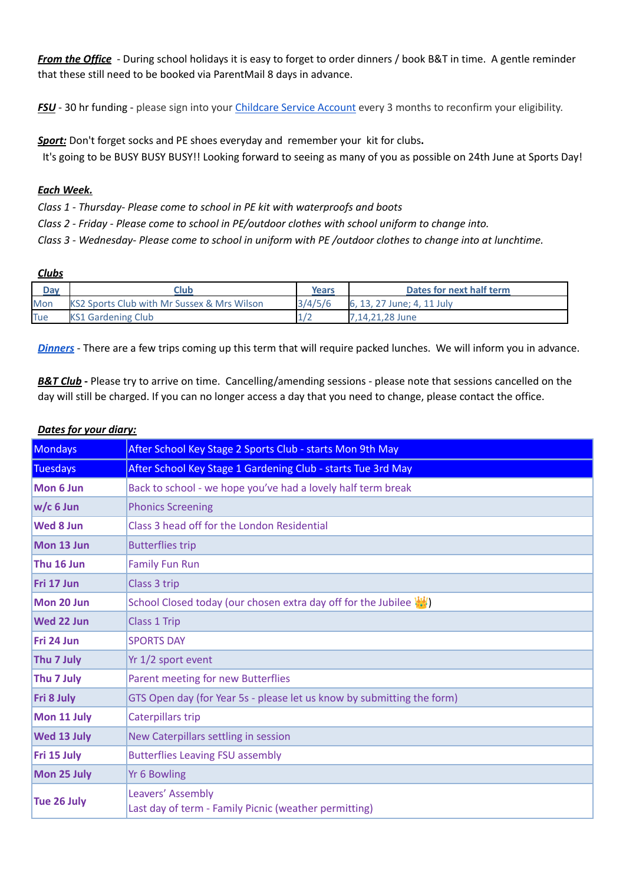***From the Office*** - During school holidays it is easy to forget to order dinners / book B&T in time. A gentle reminder that these still need to be booked via ParentMail 8 days in advance.

***FSU*** - 30 hr funding - please sign into your Childcare Service Account every 3 months to reconfirm your eligibility.

***Sport:*** Don't forget socks and PE shoes everyday and remember your kit for clubs.
It's going to be BUSY BUSY BUSY!! Looking forward to seeing as many of you as possible on 24th June at Sports Day!

***Each Week.***

*Class 1 - Thursday- Please come to school in PE kit with waterproofs and boots*
*Class 2 - Friday - Please come to school in PE/outdoor clothes with school uniform to change into.*
*Class 3 - Wednesday- Please come to school in uniform with PE /outdoor clothes to change into at lunchtime.*

***Clubs***

| Day | Club | Years | Dates for next half term |
|---|---|---|---|
| Mon | KS2 Sports Club with Mr Sussex & Mrs Wilson | 3/4/5/6 | 6, 13, 27 June; 4, 11 July |
| Tue | KS1 Gardening Club | 1/2 | 7,14,21,28 June |

***Dinners*** - There are a few trips coming up this term that will require packed lunches. We will inform you in advance.

***B&T Club*** - Please try to arrive on time. Cancelling/amending sessions - please note that sessions cancelled on the day will still be charged. If you can no longer access a day that you need to change, please contact the office.

***Dates for your diary:***

| | |
|---|---|
| Mondays | After School Key Stage 2 Sports Club - starts Mon 9th May |
| Tuesdays | After School Key Stage 1 Gardening Club - starts Tue 3rd May |
| **Mon 6 Jun** | Back to school - we hope you've had a lovely half term break |
| **w/c 6 Jun** | Phonics Screening |
| **Wed 8 Jun** | Class 3 head off for the London Residential |
| **Mon 13 Jun** | Butterflies trip |
| **Thu 16 Jun** | Family Fun Run |
| **Fri 17 Jun** | Class 3 trip |
| **Mon 20 Jun** | School Closed today (our chosen extra day off for the Jubilee 👑) |
| **Wed 22 Jun** | Class 1 Trip |
| **Fri 24 Jun** | SPORTS DAY |
| **Thu 7 July** | Yr 1/2 sport event |
| **Thu 7 July** | Parent meeting for new Butterflies |
| **Fri 8 July** | GTS Open day (for Year 5s - please let us know by submitting the form) |
| **Mon 11 July** | Caterpillars trip |
| **Wed 13 July** | New Caterpillars settling in session |
| **Fri 15 July** | Butterflies Leaving FSU assembly |
| **Mon 25 July** | Yr 6 Bowling |
| **Tue 26 July** | Leavers' Assembly<br>Last day of term - Family Picnic (weather permitting) |